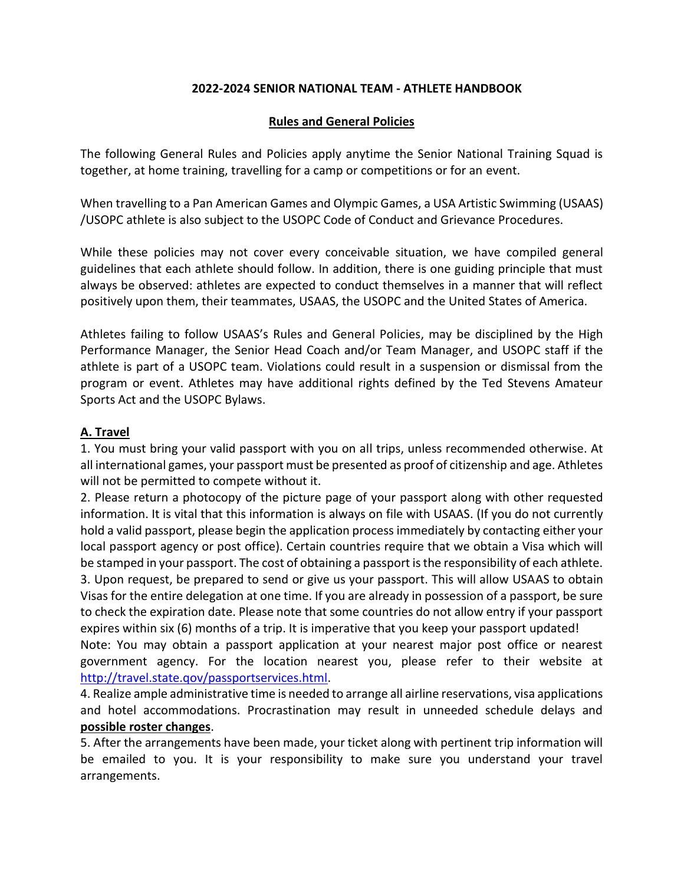**2022-2024 SENIOR NATIONAL TEAM - ATHLETE HANDBOOK**

**Rules and General Policies**

The following General Rules and Policies apply anytime the Senior National Training Squad is together, at home training, travelling for a camp or competitions or for an event.

When travelling to a Pan American Games and Olympic Games, a USA Artistic Swimming (USAAS) /USOPC athlete is also subject to the USOPC Code of Conduct and Grievance Procedures.

While these policies may not cover every conceivable situation, we have compiled general guidelines that each athlete should follow. In addition, there is one guiding principle that must always be observed: athletes are expected to conduct themselves in a manner that will reflect positively upon them, their teammates, USAAS, the USOPC and the United States of America.

Athletes failing to follow USAAS's Rules and General Policies, may be disciplined by the High Performance Manager, the Senior Head Coach and/or Team Manager, and USOPC staff if the athlete is part of a USOPC team. Violations could result in a suspension or dismissal from the program or event. Athletes may have additional rights defined by the Ted Stevens Amateur Sports Act and the USOPC Bylaws.

**A. Travel**

1. You must bring your valid passport with you on all trips, unless recommended otherwise. At all international games, your passport must be presented as proof of citizenship and age. Athletes will not be permitted to compete without it.
2. Please return a photocopy of the picture page of your passport along with other requested information. It is vital that this information is always on file with USAAS. (If you do not currently hold a valid passport, please begin the application process immediately by contacting either your local passport agency or post office). Certain countries require that we obtain a Visa which will be stamped in your passport. The cost of obtaining a passport is the responsibility of each athlete.
3. Upon request, be prepared to send or give us your passport. This will allow USAAS to obtain Visas for the entire delegation at one time. If you are already in possession of a passport, be sure to check the expiration date. Please note that some countries do not allow entry if your passport expires within six (6) months of a trip. It is imperative that you keep your passport updated!

Note: You may obtain a passport application at your nearest major post office or nearest government agency. For the location nearest you, please refer to their website at http://travel.state.qov/passportservices.html.

4. Realize ample administrative time is needed to arrange all airline reservations, visa applications and hotel accommodations. Procrastination may result in unneeded schedule delays and **possible roster changes**.
5. After the arrangements have been made, your ticket along with pertinent trip information will be emailed to you. It is your responsibility to make sure you understand your travel arrangements.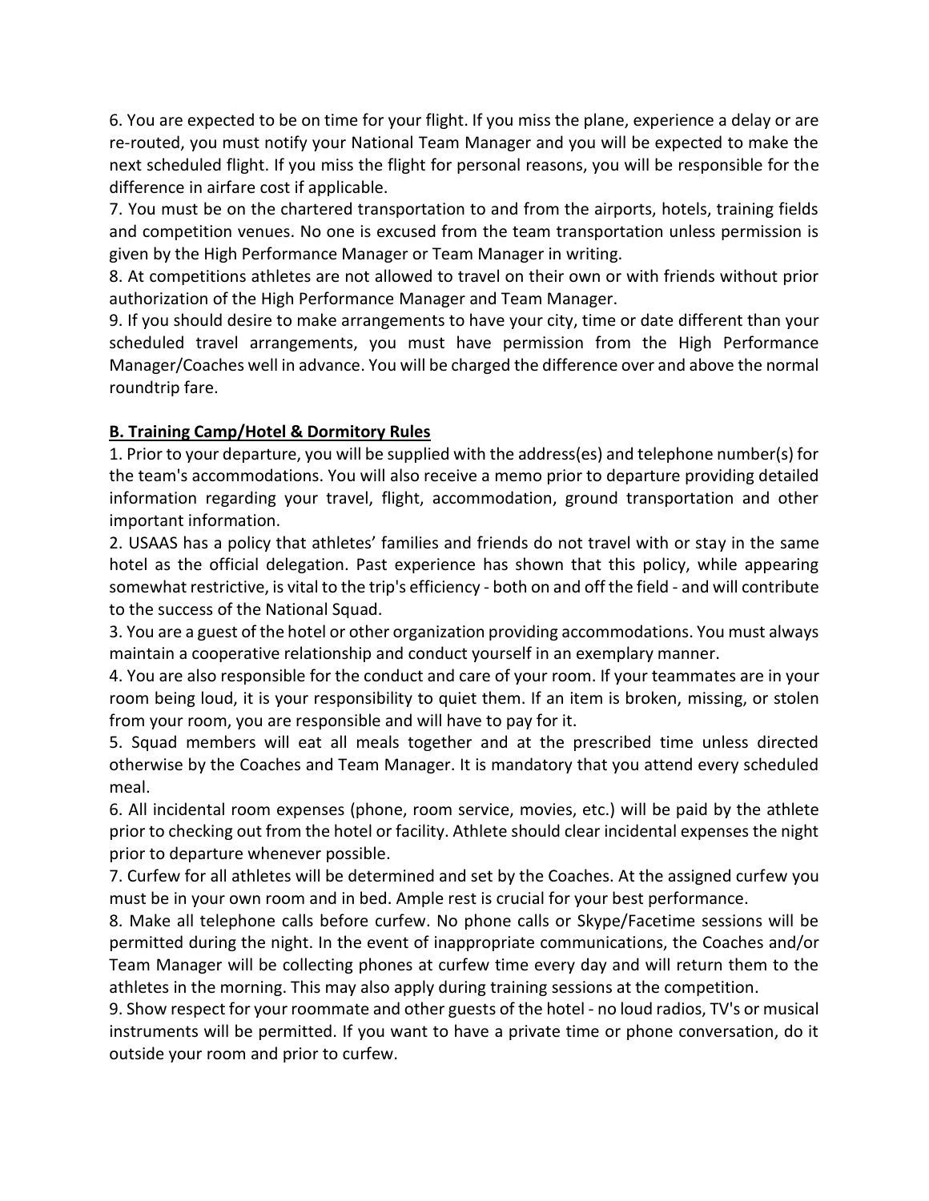6. You are expected to be on time for your flight. If you miss the plane, experience a delay or are re-routed, you must notify your National Team Manager and you will be expected to make the next scheduled flight. If you miss the flight for personal reasons, you will be responsible for the difference in airfare cost if applicable.

7. You must be on the chartered transportation to and from the airports, hotels, training fields and competition venues. No one is excused from the team transportation unless permission is given by the High Performance Manager or Team Manager in writing.

8. At competitions athletes are not allowed to travel on their own or with friends without prior authorization of the High Performance Manager and Team Manager.

9. If you should desire to make arrangements to have your city, time or date different than your scheduled travel arrangements, you must have permission from the High Performance Manager/Coaches well in advance. You will be charged the difference over and above the normal roundtrip fare.

**B. Training Camp/Hotel & Dormitory Rules**

1. Prior to your departure, you will be supplied with the address(es) and telephone number(s) for the team's accommodations. You will also receive a memo prior to departure providing detailed information regarding your travel, flight, accommodation, ground transportation and other important information.

2. USAAS has a policy that athletes' families and friends do not travel with or stay in the same hotel as the official delegation. Past experience has shown that this policy, while appearing somewhat restrictive, is vital to the trip's efficiency - both on and off the field - and will contribute to the success of the National Squad.

3. You are a guest of the hotel or other organization providing accommodations. You must always maintain a cooperative relationship and conduct yourself in an exemplary manner.

4. You are also responsible for the conduct and care of your room. If your teammates are in your room being loud, it is your responsibility to quiet them. If an item is broken, missing, or stolen from your room, you are responsible and will have to pay for it.

5. Squad members will eat all meals together and at the prescribed time unless directed otherwise by the Coaches and Team Manager. It is mandatory that you attend every scheduled meal.

6. All incidental room expenses (phone, room service, movies, etc.) will be paid by the athlete prior to checking out from the hotel or facility. Athlete should clear incidental expenses the night prior to departure whenever possible.

7. Curfew for all athletes will be determined and set by the Coaches. At the assigned curfew you must be in your own room and in bed. Ample rest is crucial for your best performance.

8. Make all telephone calls before curfew. No phone calls or Skype/Facetime sessions will be permitted during the night. In the event of inappropriate communications, the Coaches and/or Team Manager will be collecting phones at curfew time every day and will return them to the athletes in the morning. This may also apply during training sessions at the competition.

9. Show respect for your roommate and other guests of the hotel - no loud radios, TV's or musical instruments will be permitted. If you want to have a private time or phone conversation, do it outside your room and prior to curfew.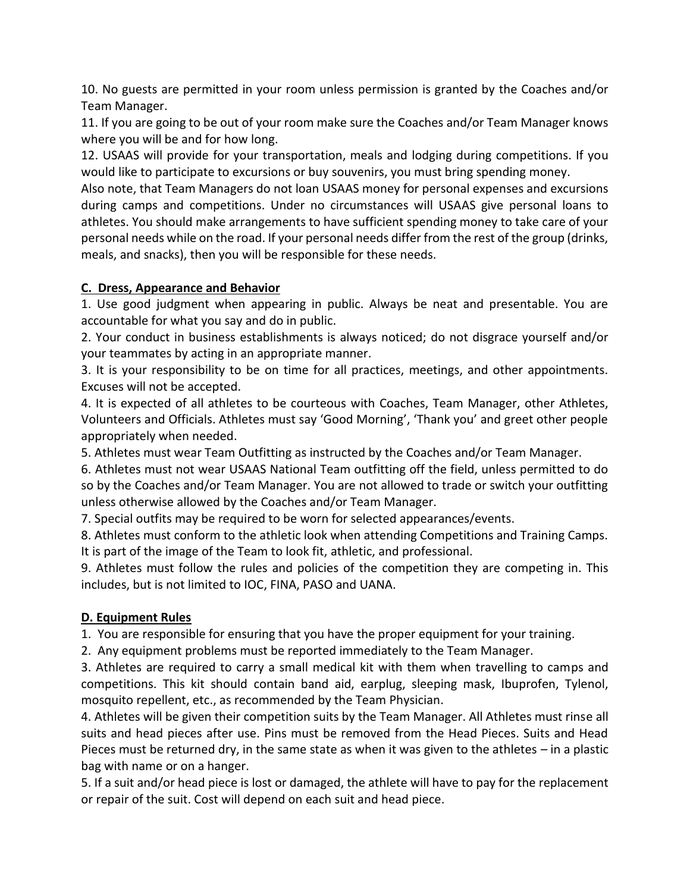10. No guests are permitted in your room unless permission is granted by the Coaches and/or Team Manager.

11. If you are going to be out of your room make sure the Coaches and/or Team Manager knows where you will be and for how long.

12. USAAS will provide for your transportation, meals and lodging during competitions. If you would like to participate to excursions or buy souvenirs, you must bring spending money.

Also note, that Team Managers do not loan USAAS money for personal expenses and excursions during camps and competitions. Under no circumstances will USAAS give personal loans to athletes. You should make arrangements to have sufficient spending money to take care of your personal needs while on the road. If your personal needs differ from the rest of the group (drinks, meals, and snacks), then you will be responsible for these needs.

## C. Dress, Appearance and Behavior

1. Use good judgment when appearing in public. Always be neat and presentable. You are accountable for what you say and do in public.
2. Your conduct in business establishments is always noticed; do not disgrace yourself and/or your teammates by acting in an appropriate manner.
3. It is your responsibility to be on time for all practices, meetings, and other appointments. Excuses will not be accepted.
4. It is expected of all athletes to be courteous with Coaches, Team Manager, other Athletes, Volunteers and Officials. Athletes must say 'Good Morning', 'Thank you' and greet other people appropriately when needed.
5. Athletes must wear Team Outfitting as instructed by the Coaches and/or Team Manager.
6. Athletes must not wear USAAS National Team outfitting off the field, unless permitted to do so by the Coaches and/or Team Manager. You are not allowed to trade or switch your outfitting unless otherwise allowed by the Coaches and/or Team Manager.
7. Special outfits may be required to be worn for selected appearances/events.
8. Athletes must conform to the athletic look when attending Competitions and Training Camps. It is part of the image of the Team to look fit, athletic, and professional.
9. Athletes must follow the rules and policies of the competition they are competing in. This includes, but is not limited to IOC, FINA, PASO and UANA.

## D. Equipment Rules

1. You are responsible for ensuring that you have the proper equipment for your training.
2. Any equipment problems must be reported immediately to the Team Manager.
3. Athletes are required to carry a small medical kit with them when travelling to camps and competitions. This kit should contain band aid, earplug, sleeping mask, Ibuprofen, Tylenol, mosquito repellent, etc., as recommended by the Team Physician.
4. Athletes will be given their competition suits by the Team Manager. All Athletes must rinse all suits and head pieces after use. Pins must be removed from the Head Pieces. Suits and Head Pieces must be returned dry, in the same state as when it was given to the athletes – in a plastic bag with name or on a hanger.
5. If a suit and/or head piece is lost or damaged, the athlete will have to pay for the replacement or repair of the suit. Cost will depend on each suit and head piece.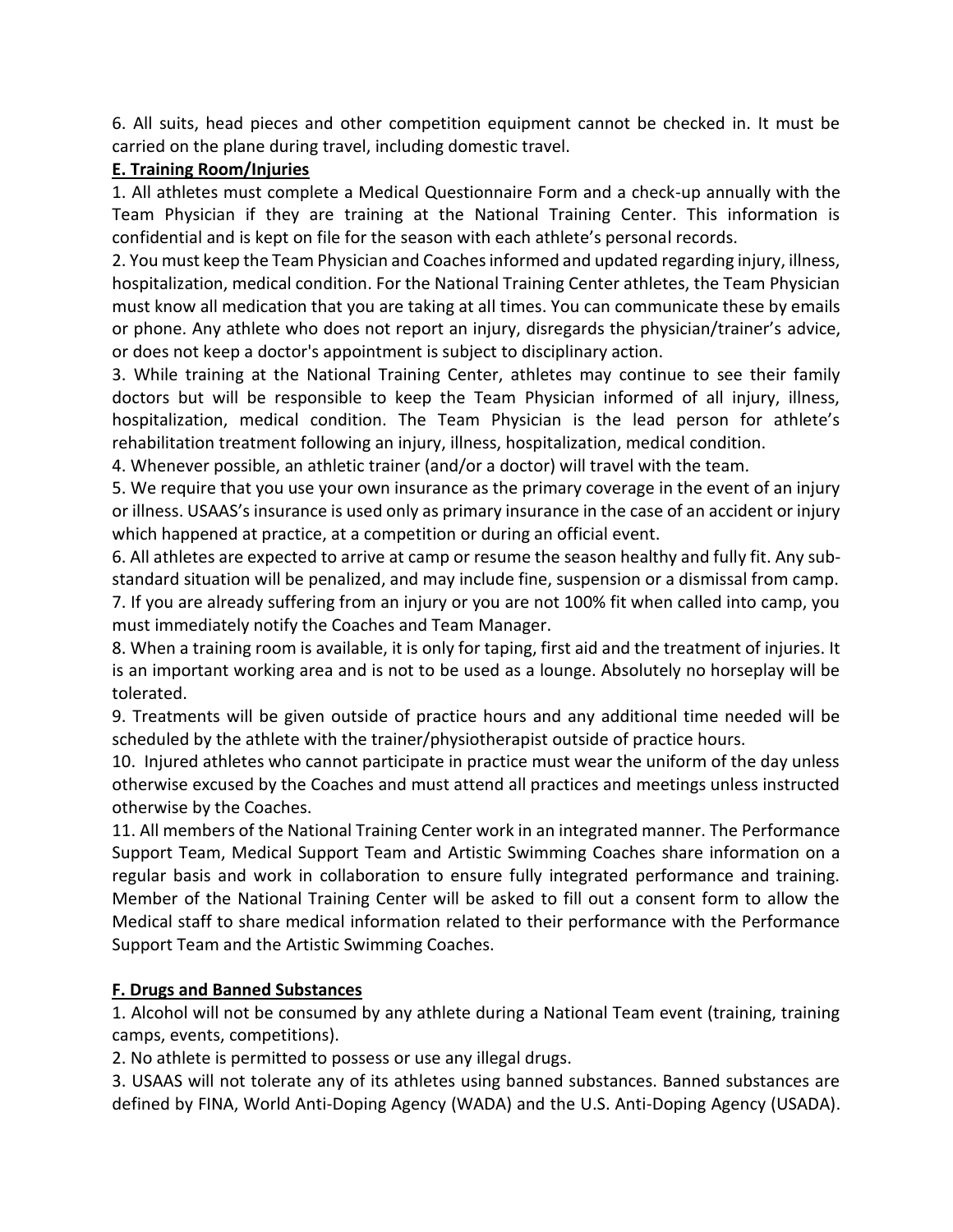6. All suits, head pieces and other competition equipment cannot be checked in. It must be carried on the plane during travel, including domestic travel.

**E. Training Room/Injuries**

1. All athletes must complete a Medical Questionnaire Form and a check-up annually with the Team Physician if they are training at the National Training Center. This information is confidential and is kept on file for the season with each athlete's personal records.

2. You must keep the Team Physician and Coaches informed and updated regarding injury, illness, hospitalization, medical condition. For the National Training Center athletes, the Team Physician must know all medication that you are taking at all times. You can communicate these by emails or phone. Any athlete who does not report an injury, disregards the physician/trainer's advice, or does not keep a doctor's appointment is subject to disciplinary action.

3. While training at the National Training Center, athletes may continue to see their family doctors but will be responsible to keep the Team Physician informed of all injury, illness, hospitalization, medical condition. The Team Physician is the lead person for athlete's rehabilitation treatment following an injury, illness, hospitalization, medical condition.

4. Whenever possible, an athletic trainer (and/or a doctor) will travel with the team.

5. We require that you use your own insurance as the primary coverage in the event of an injury or illness. USAAS's insurance is used only as primary insurance in the case of an accident or injury which happened at practice, at a competition or during an official event.

6. All athletes are expected to arrive at camp or resume the season healthy and fully fit. Any sub-standard situation will be penalized, and may include fine, suspension or a dismissal from camp.

7. If you are already suffering from an injury or you are not 100% fit when called into camp, you must immediately notify the Coaches and Team Manager.

8. When a training room is available, it is only for taping, first aid and the treatment of injuries. It is an important working area and is not to be used as a lounge. Absolutely no horseplay will be tolerated.

9. Treatments will be given outside of practice hours and any additional time needed will be scheduled by the athlete with the trainer/physiotherapist outside of practice hours.

10. Injured athletes who cannot participate in practice must wear the uniform of the day unless otherwise excused by the Coaches and must attend all practices and meetings unless instructed otherwise by the Coaches.

11. All members of the National Training Center work in an integrated manner. The Performance Support Team, Medical Support Team and Artistic Swimming Coaches share information on a regular basis and work in collaboration to ensure fully integrated performance and training. Member of the National Training Center will be asked to fill out a consent form to allow the Medical staff to share medical information related to their performance with the Performance Support Team and the Artistic Swimming Coaches.

**F. Drugs and Banned Substances**

1. Alcohol will not be consumed by any athlete during a National Team event (training, training camps, events, competitions).

2. No athlete is permitted to possess or use any illegal drugs.

3. USAAS will not tolerate any of its athletes using banned substances. Banned substances are defined by FINA, World Anti-Doping Agency (WADA) and the U.S. Anti-Doping Agency (USADA).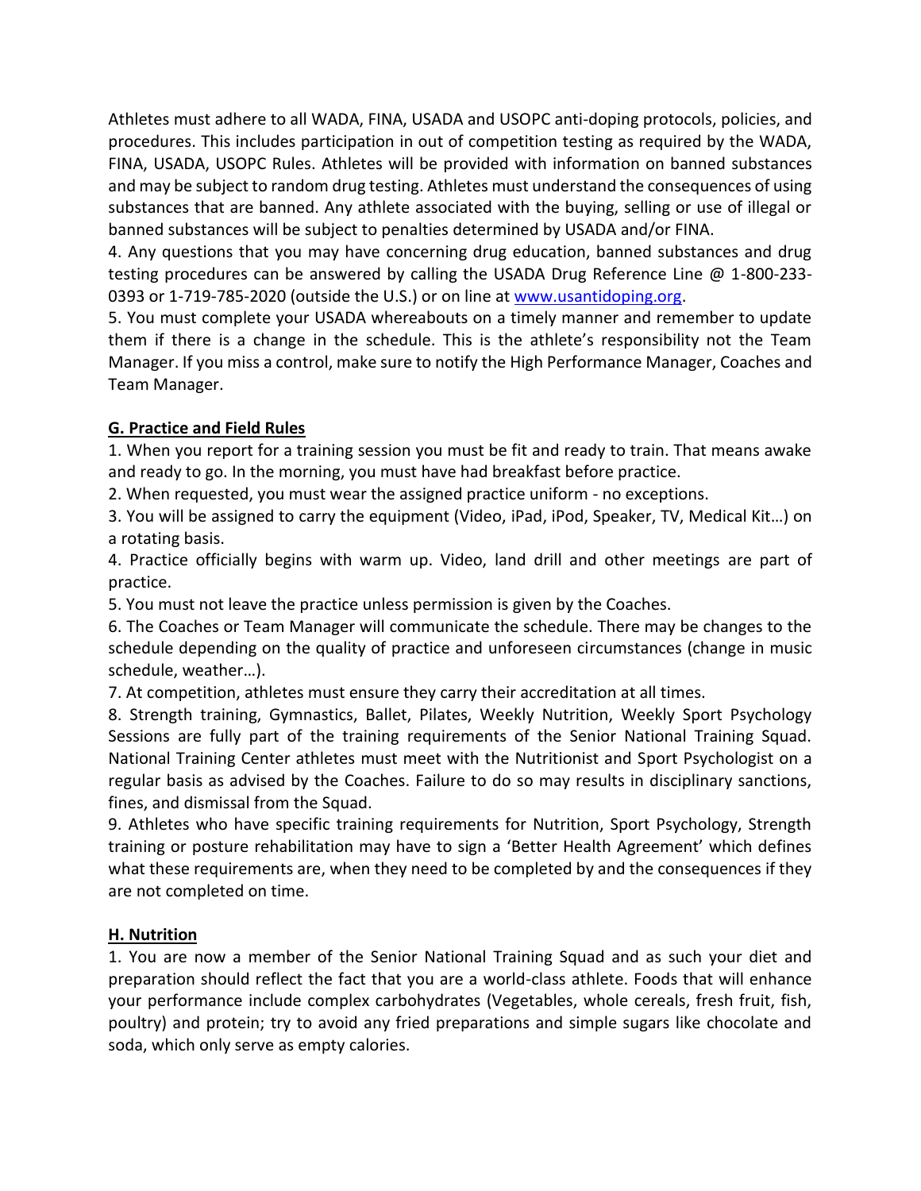Athletes must adhere to all WADA, FINA, USADA and USOPC anti-doping protocols, policies, and procedures. This includes participation in out of competition testing as required by the WADA, FINA, USADA, USOPC Rules. Athletes will be provided with information on banned substances and may be subject to random drug testing. Athletes must understand the consequences of using substances that are banned. Any athlete associated with the buying, selling or use of illegal or banned substances will be subject to penalties determined by USADA and/or FINA.

4. Any questions that you may have concerning drug education, banned substances and drug testing procedures can be answered by calling the USADA Drug Reference Line @ 1-800-233-0393 or 1-719-785-2020 (outside the U.S.) or on line at [www.usantidoping.org](http://www.usantidoping.org).

5. You must complete your USADA whereabouts on a timely manner and remember to update them if there is a change in the schedule. This is the athlete's responsibility not the Team Manager. If you miss a control, make sure to notify the High Performance Manager, Coaches and Team Manager.

## G. Practice and Field Rules

1. When you report for a training session you must be fit and ready to train. That means awake and ready to go. In the morning, you must have had breakfast before practice.
2. When requested, you must wear the assigned practice uniform - no exceptions.
3. You will be assigned to carry the equipment (Video, iPad, iPod, Speaker, TV, Medical Kit…) on a rotating basis.
4. Practice officially begins with warm up. Video, land drill and other meetings are part of practice.
5. You must not leave the practice unless permission is given by the Coaches.
6. The Coaches or Team Manager will communicate the schedule. There may be changes to the schedule depending on the quality of practice and unforeseen circumstances (change in music schedule, weather…).
7. At competition, athletes must ensure they carry their accreditation at all times.
8. Strength training, Gymnastics, Ballet, Pilates, Weekly Nutrition, Weekly Sport Psychology Sessions are fully part of the training requirements of the Senior National Training Squad. National Training Center athletes must meet with the Nutritionist and Sport Psychologist on a regular basis as advised by the Coaches. Failure to do so may results in disciplinary sanctions, fines, and dismissal from the Squad.
9. Athletes who have specific training requirements for Nutrition, Sport Psychology, Strength training or posture rehabilitation may have to sign a 'Better Health Agreement' which defines what these requirements are, when they need to be completed by and the consequences if they are not completed on time.

## H. Nutrition

1. You are now a member of the Senior National Training Squad and as such your diet and preparation should reflect the fact that you are a world-class athlete. Foods that will enhance your performance include complex carbohydrates (Vegetables, whole cereals, fresh fruit, fish, poultry) and protein; try to avoid any fried preparations and simple sugars like chocolate and soda, which only serve as empty calories.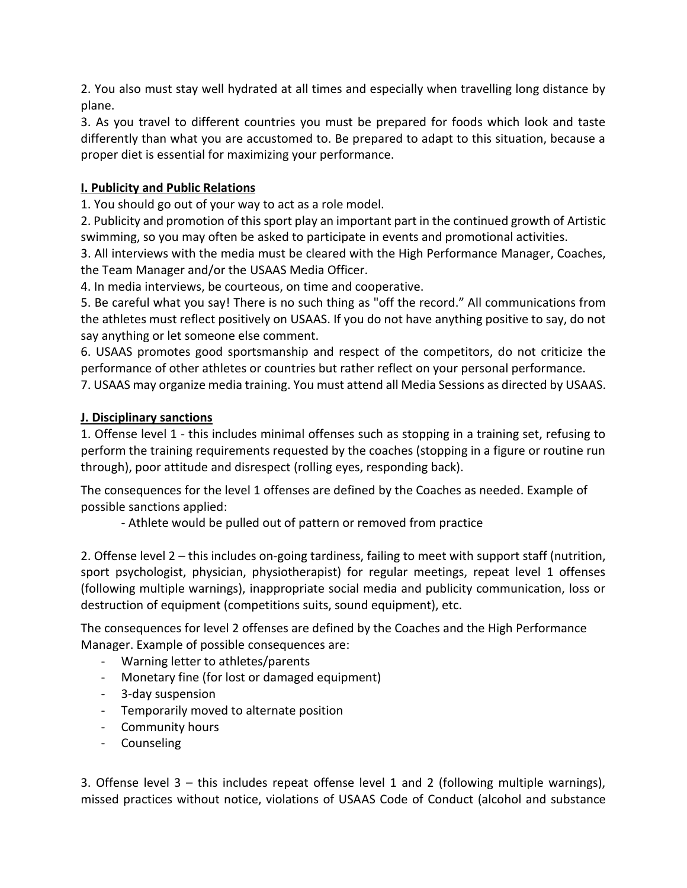2. You also must stay well hydrated at all times and especially when travelling long distance by plane.

3. As you travel to different countries you must be prepared for foods which look and taste differently than what you are accustomed to. Be prepared to adapt to this situation, because a proper diet is essential for maximizing your performance.

**I. Publicity and Public Relations**

1. You should go out of your way to act as a role model.
2. Publicity and promotion of this sport play an important part in the continued growth of Artistic swimming, so you may often be asked to participate in events and promotional activities.
3. All interviews with the media must be cleared with the High Performance Manager, Coaches, the Team Manager and/or the USAAS Media Officer.
4. In media interviews, be courteous, on time and cooperative.
5. Be careful what you say! There is no such thing as "off the record." All communications from the athletes must reflect positively on USAAS. If you do not have anything positive to say, do not say anything or let someone else comment.
6. USAAS promotes good sportsmanship and respect of the competitors, do not criticize the performance of other athletes or countries but rather reflect on your personal performance.
7. USAAS may organize media training. You must attend all Media Sessions as directed by USAAS.

**J. Disciplinary sanctions**

1. Offense level 1 - this includes minimal offenses such as stopping in a training set, refusing to perform the training requirements requested by the coaches (stopping in a figure or routine run through), poor attitude and disrespect (rolling eyes, responding back).

The consequences for the level 1 offenses are defined by the Coaches as needed. Example of possible sanctions applied:

- Athlete would be pulled out of pattern or removed from practice

2. Offense level 2 – this includes on-going tardiness, failing to meet with support staff (nutrition, sport psychologist, physician, physiotherapist) for regular meetings, repeat level 1 offenses (following multiple warnings), inappropriate social media and publicity communication, loss or destruction of equipment (competitions suits, sound equipment), etc.

The consequences for level 2 offenses are defined by the Coaches and the High Performance Manager. Example of possible consequences are:

- Warning letter to athletes/parents
- Monetary fine (for lost or damaged equipment)
- 3-day suspension
- Temporarily moved to alternate position
- Community hours
- Counseling

3. Offense level 3 – this includes repeat offense level 1 and 2 (following multiple warnings), missed practices without notice, violations of USAAS Code of Conduct (alcohol and substance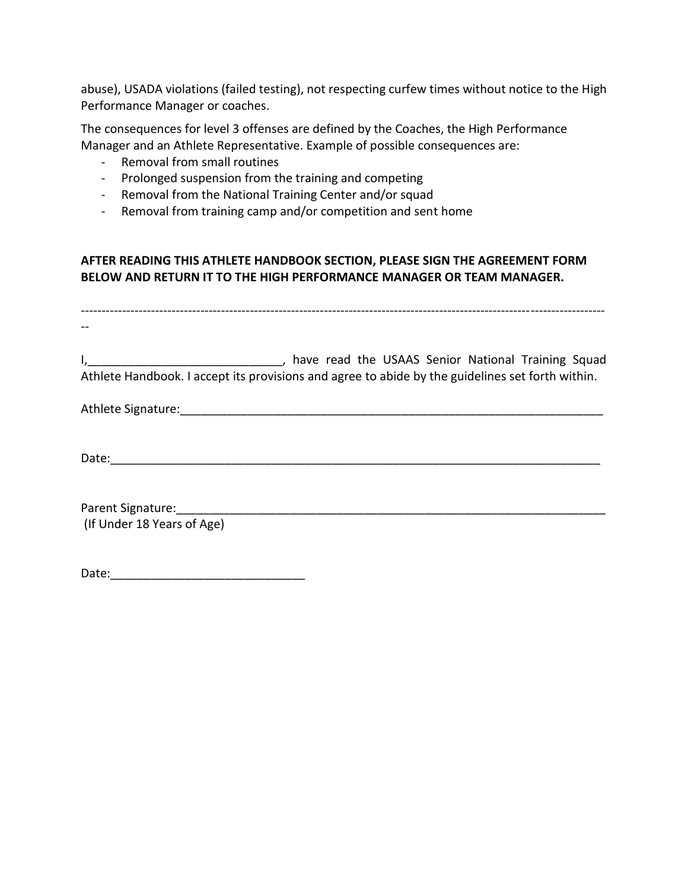abuse), USADA violations (failed testing), not respecting curfew times without notice to the High Performance Manager or coaches.

The consequences for level 3 offenses are defined by the Coaches, the High Performance Manager and an Athlete Representative. Example of possible consequences are:

- Removal from small routines
- Prolonged suspension from the training and competing
- Removal from the National Training Center and/or squad
- Removal from training camp and/or competition and sent home

**AFTER READING THIS ATHLETE HANDBOOK SECTION, PLEASE SIGN THE AGREEMENT FORM BELOW AND RETURN IT TO THE HIGH PERFORMANCE MANAGER OR TEAM MANAGER.**

-------------------------------------------------------------------------------------------------------------------------------

I,_____________________________, have read the USAAS Senior National Training Squad Athlete Handbook. I accept its provisions and agree to abide by the guidelines set forth within.

Athlete Signature:____________________________________________________________________

Date:__________________________________________________________________________

Parent Signature:_____________________________________________________________________
(If Under 18 Years of Age)

Date:_____________________________